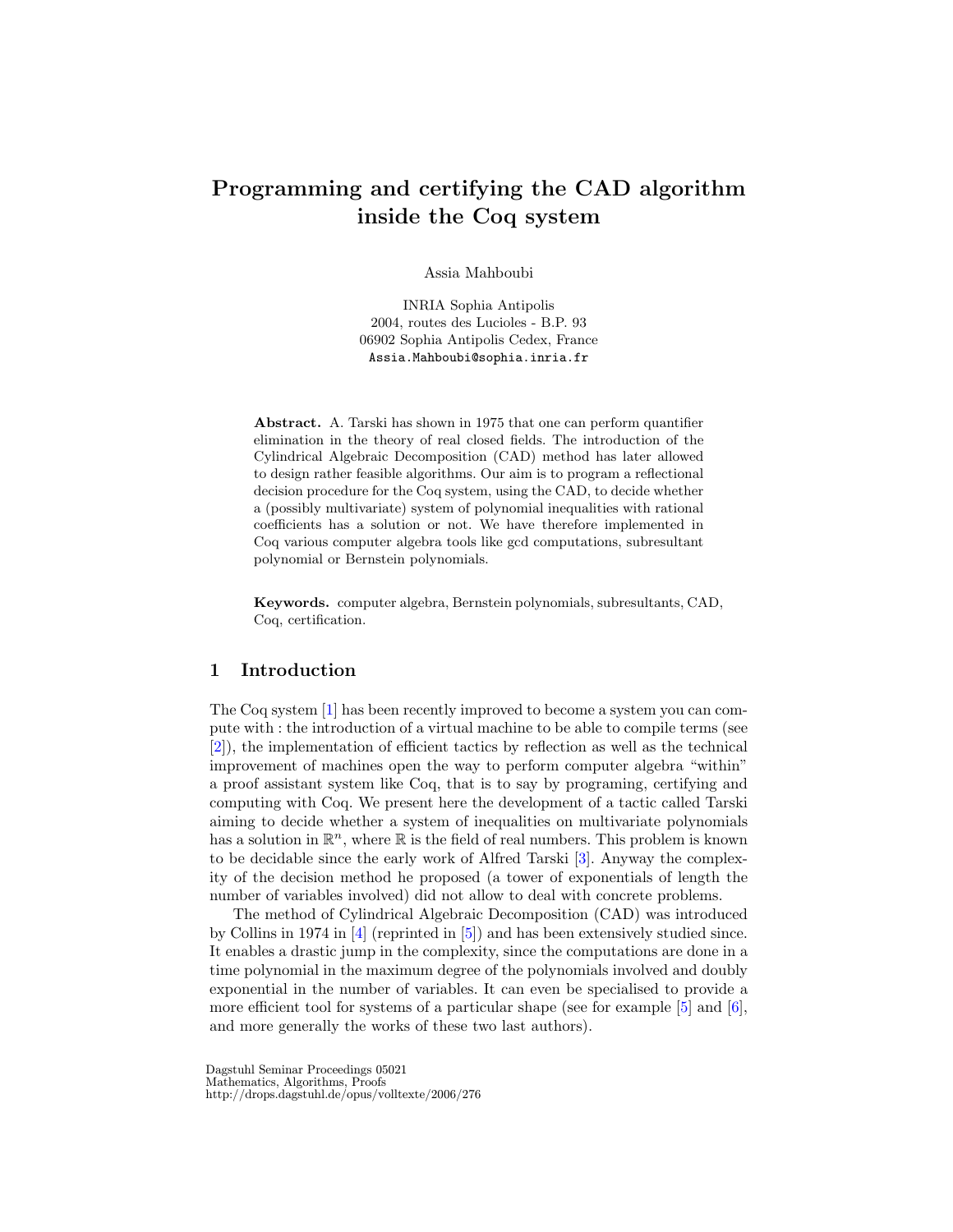# Programming and certifying the CAD algorithm inside the Coq system

Assia Mahboubi

INRIA Sophia Antipolis
2004, routes des Lucioles - B.P. 93
06902 Sophia Antipolis Cedex, France
Assia.Mahboubi@sophia.inria.fr

**Abstract.** A. Tarski has shown in 1975 that one can perform quantifier elimination in the theory of real closed fields. The introduction of the Cylindrical Algebraic Decomposition (CAD) method has later allowed to design rather feasible algorithms. Our aim is to program a reflectional decision procedure for the Coq system, using the CAD, to decide whether a (possibly multivariate) system of polynomial inequalities with rational coefficients has a solution or not. We have therefore implemented in Coq various computer algebra tools like gcd computations, subresultant polynomial or Bernstein polynomials.

**Keywords.** computer algebra, Bernstein polynomials, subresultants, CAD, Coq, certification.

## 1 Introduction

The Coq system [1] has been recently improved to become a system you can compute with : the introduction of a virtual machine to be able to compile terms (see [2]), the implementation of efficient tactics by reflection as well as the technical improvement of machines open the way to perform computer algebra "within" a proof assistant system like Coq, that is to say by programing, certifying and computing with Coq. We present here the development of a tactic called Tarski aiming to decide whether a system of inequalities on multivariate polynomials has a solution in $\mathbb{R}^n$, where $\mathbb{R}$ is the field of real numbers. This problem is known to be decidable since the early work of Alfred Tarski [3]. Anyway the complexity of the decision method he proposed (a tower of exponentials of length the number of variables involved) did not allow to deal with concrete problems.

The method of Cylindrical Algebraic Decomposition (CAD) was introduced by Collins in 1974 in [4] (reprinted in [5]) and has been extensively studied since. It enables a drastic jump in the complexity, since the computations are done in a time polynomial in the maximum degree of the polynomials involved and doubly exponential in the number of variables. It can even be specialised to provide a more efficient tool for systems of a particular shape (see for example [5] and [6], and more generally the works of these two last authors).

Dagstuhl Seminar Proceedings 05021
Mathematics, Algorithms, Proofs
http://drops.dagstuhl.de/opus/volltexte/2006/276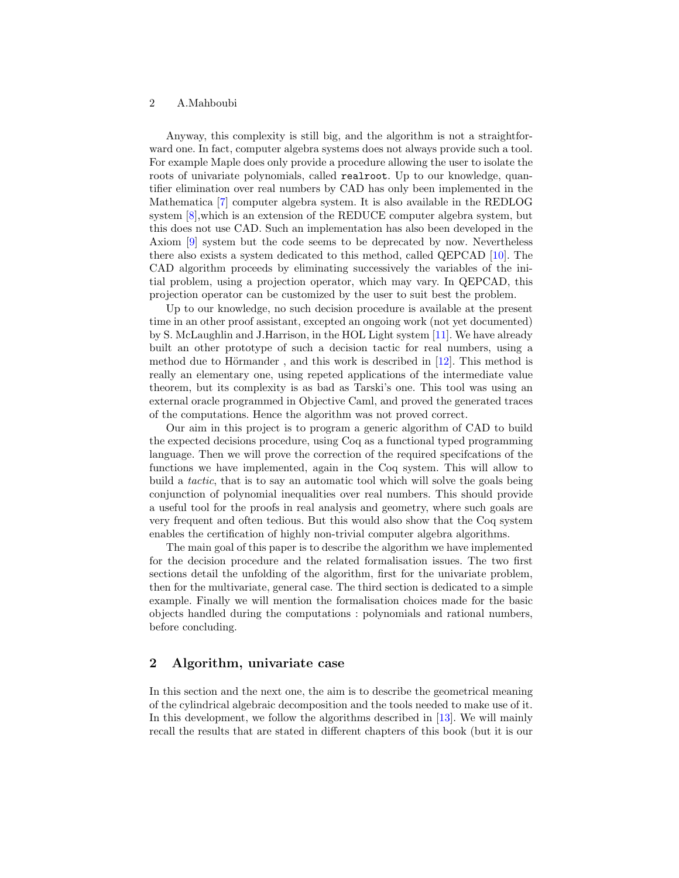Anyway, this complexity is still big, and the algorithm is not a straightforward one. In fact, computer algebra systems does not always provide such a tool. For example Maple does only provide a procedure allowing the user to isolate the roots of univariate polynomials, called `realroot`. Up to our knowledge, quantifier elimination over real numbers by CAD has only been implemented in the Mathematica [7] computer algebra system. It is also available in the REDLOG system [8],which is an extension of the REDUCE computer algebra system, but this does not use CAD. Such an implementation has also been developed in the Axiom [9] system but the code seems to be deprecated by now. Nevertheless there also exists a system dedicated to this method, called QEPCAD [10]. The CAD algorithm proceeds by eliminating successively the variables of the initial problem, using a projection operator, which may vary. In QEPCAD, this projection operator can be customized by the user to suit best the problem.

Up to our knowledge, no such decision procedure is available at the present time in an other proof assistant, excepted an ongoing work (not yet documented) by S. McLaughlin and J.Harrison, in the HOL Light system [11]. We have already built an other prototype of such a decision tactic for real numbers, using a method due to Hörmander , and this work is described in [12]. This method is really an elementary one, using repeted applications of the intermediate value theorem, but its complexity is as bad as Tarski's one. This tool was using an external oracle programmed in Objective Caml, and proved the generated traces of the computations. Hence the algorithm was not proved correct.

Our aim in this project is to program a generic algorithm of CAD to build the expected decisions procedure, using Coq as a functional typed programming language. Then we will prove the correction of the required specifcations of the functions we have implemented, again in the Coq system. This will allow to build a *tactic*, that is to say an automatic tool which will solve the goals being conjunction of polynomial inequalities over real numbers. This should provide a useful tool for the proofs in real analysis and geometry, where such goals are very frequent and often tedious. But this would also show that the Coq system enables the certification of highly non-trivial computer algebra algorithms.

The main goal of this paper is to describe the algorithm we have implemented for the decision procedure and the related formalisation issues. The two first sections detail the unfolding of the algorithm, first for the univariate problem, then for the multivariate, general case. The third section is dedicated to a simple example. Finally we will mention the formalisation choices made for the basic objects handled during the computations : polynomials and rational numbers, before concluding.

## 2 Algorithm, univariate case

In this section and the next one, the aim is to describe the geometrical meaning of the cylindrical algebraic decomposition and the tools needed to make use of it. In this development, we follow the algorithms described in [13]. We will mainly recall the results that are stated in different chapters of this book (but it is our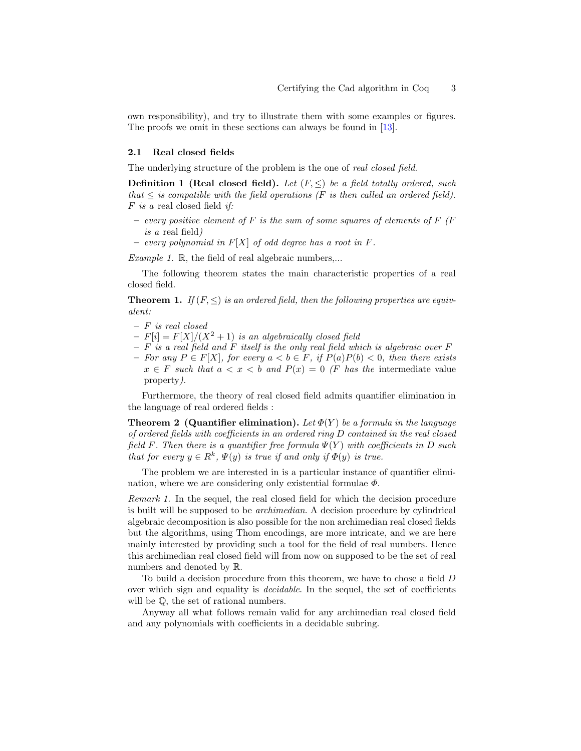own responsibility), and try to illustrate them with some examples or figures. The proofs we omit in these sections can always be found in [13].

### 2.1 Real closed fields

The underlying structure of the problem is the one of *real closed field*.

**Definition 1 (Real closed field).** *Let $(F, \leq)$ be a field totally ordered, such that $\leq$ is compatible with the field operations ($F$ is then called an ordered field). $F$ is a* real closed field *if:*

- *every positive element of $F$ is the sum of some squares of elements of $F$ ($F$ is a* real field*)*
- *every polynomial in $F[X]$ of odd degree has a root in $F$.*

*Example 1.* $\mathbb{R}$, the field of real algebraic numbers,...

The following theorem states the main characteristic properties of a real closed field.

**Theorem 1.** *If $(F, \leq)$ is an ordered field, then the following properties are equivalent:*

- *$F$ is real closed*
- *$F[i] = F[X]/(X^2 + 1)$ is an algebraically closed field*
- *$F$ is a real field and $F$ itself is the only real field which is algebraic over $F$*
- *For any $P \in F[X]$, for every $a < b \in F$, if $P(a)P(b) < 0$, then there exists $x \in F$ such that $a < x < b$ and $P(x) = 0$ ($F$ has the* intermediate value property*).*

Furthermore, the theory of real closed field admits quantifier elimination in the language of real ordered fields :

**Theorem 2 (Quantifier elimination).** *Let $\Phi(Y)$ be a formula in the language of ordered fields with coefficients in an ordered ring $D$ contained in the real closed field $F$. Then there is a quantifier free formula $\Psi(Y)$ with coefficients in $D$ such that for every $y \in R^k$, $\Psi(y)$ is true if and only if $\Phi(y)$ is true.*

The problem we are interested in is a particular instance of quantifier elimination, where we are considering only existential formulae $\Phi$.

*Remark 1.* In the sequel, the real closed field for which the decision procedure is built will be supposed to be *archimedian*. A decision procedure by cylindrical algebraic decomposition is also possible for the non archimedian real closed fields but the algorithms, using Thom encodings, are more intricate, and we are here mainly interested by providing such a tool for the field of real numbers. Hence this archimedian real closed field will from now on supposed to be the set of real numbers and denoted by $\mathbb{R}$.

To build a decision procedure from this theorem, we have to chose a field $D$ over which sign and equality is *decidable*. In the sequel, the set of coefficients will be $\mathbb{Q}$, the set of rational numbers.

Anyway all what follows remain valid for any archimedian real closed field and any polynomials with coefficients in a decidable subring.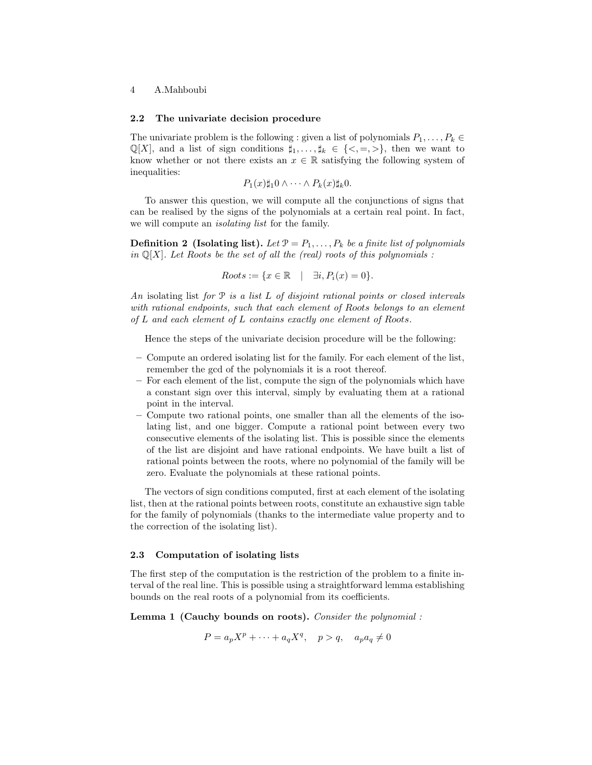### 2.2 The univariate decision procedure

The univariate problem is the following : given a list of polynomials $P_1, \ldots, P_k \in \mathbb{Q}[X]$, and a list of sign conditions $\sharp_1, \ldots, \sharp_k \in \{<, =, >\}$, then we want to know whether or not there exists an $x \in \mathbb{R}$ satisfying the following system of inequalities:

$$P_1(x)\sharp_1 0 \wedge \cdots \wedge P_k(x)\sharp_k 0.$$

To answer this question, we will compute all the conjunctions of signs that can be realised by the signs of the polynomials at a certain real point. In fact, we will compute an *isolating list* for the family.

**Definition 2 (Isolating list).** *Let $\mathcal{P} = P_1, \ldots, P_k$ be a finite list of polynomials in $\mathbb{Q}[X]$. Let Roots be the set of all the (real) roots of this polynomials :*

$$Roots := \{x \in \mathbb{R} \quad | \quad \exists i, P_i(x) = 0\}.$$

*An* isolating list *for $\mathcal{P}$ is a list $L$ of disjoint rational points or closed intervals with rational endpoints, such that each element of Roots belongs to an element of $L$ and each element of $L$ contains exactly one element of Roots.*

Hence the steps of the univariate decision procedure will be the following:

- Compute an ordered isolating list for the family. For each element of the list, remember the gcd of the polynomials it is a root thereof.
- For each element of the list, compute the sign of the polynomials which have a constant sign over this interval, simply by evaluating them at a rational point in the interval.
- Compute two rational points, one smaller than all the elements of the isolating list, and one bigger. Compute a rational point between every two consecutive elements of the isolating list. This is possible since the elements of the list are disjoint and have rational endpoints. We have built a list of rational points between the roots, where no polynomial of the family will be zero. Evaluate the polynomials at these rational points.

The vectors of sign conditions computed, first at each element of the isolating list, then at the rational points between roots, constitute an exhaustive sign table for the family of polynomials (thanks to the intermediate value property and to the correction of the isolating list).

### 2.3 Computation of isolating lists

The first step of the computation is the restriction of the problem to a finite interval of the real line. This is possible using a straightforward lemma establishing bounds on the real roots of a polynomial from its coefficients.

**Lemma 1 (Cauchy bounds on roots).** *Consider the polynomial :*

$$P = a_p X^p + \cdots + a_q X^q, \quad p > q, \quad a_p a_q \neq 0$$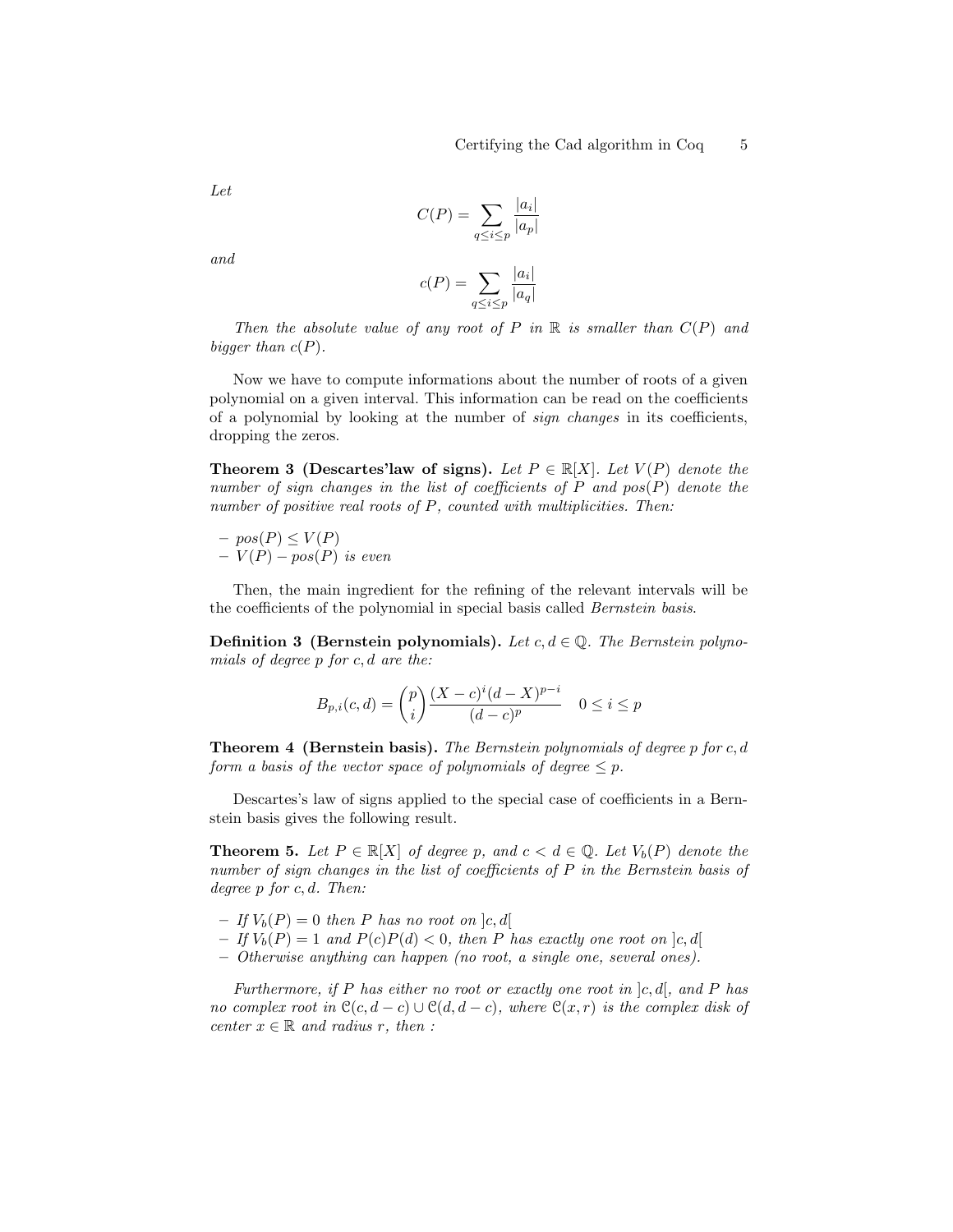*Let*

$$C(P) = \sum_{q \leq i \leq p} \frac{|a_i|}{|a_p|}$$

*and*

$$c(P) = \sum_{q \leq i \leq p} \frac{|a_i|}{|a_q|}$$

*Then the absolute value of any root of $P$ in $\mathbb{R}$ is smaller than $C(P)$ and bigger than $c(P)$.*

Now we have to compute informations about the number of roots of a given polynomial on a given interval. This information can be read on the coefficients of a polynomial by looking at the number of *sign changes* in its coefficients, dropping the zeros.

**Theorem 3 (Descartes'law of signs).** *Let $P \in \mathbb{R}[X]$. Let $V(P)$ denote the number of sign changes in the list of coefficients of $P$ and $pos(P)$ denote the number of positive real roots of $P$, counted with multiplicities. Then:*

- *$pos(P) \leq V(P)$*
- *$V(P) - pos(P)$ is even*

Then, the main ingredient for the refining of the relevant intervals will be the coefficients of the polynomial in special basis called *Bernstein basis*.

**Definition 3 (Bernstein polynomials).** *Let $c, d \in \mathbb{Q}$. The Bernstein polynomials of degree $p$ for $c, d$ are the:*

$$B_{p,i}(c, d) = \binom{p}{i} \frac{(X - c)^i (d - X)^{p-i}}{(d - c)^p} \quad 0 \leq i \leq p$$

**Theorem 4 (Bernstein basis).** *The Bernstein polynomials of degree $p$ for $c, d$ form a basis of the vector space of polynomials of degree $\leq p$.*

Descartes's law of signs applied to the special case of coefficients in a Bernstein basis gives the following result.

**Theorem 5.** *Let $P \in \mathbb{R}[X]$ of degree $p$, and $c < d \in \mathbb{Q}$. Let $V_b(P)$ denote the number of sign changes in the list of coefficients of $P$ in the Bernstein basis of degree $p$ for $c, d$. Then:*

- *If $V_b(P) = 0$ then $P$ has no root on $]c, d[$*
- *If $V_b(P) = 1$ and $P(c)P(d) < 0$, then $P$ has exactly one root on $]c, d[$*
- *Otherwise anything can happen (no root, a single one, several ones).*

*Furthermore, if $P$ has either no root or exactly one root in $]c, d[$, and $P$ has no complex root in $\mathcal{C}(c, d - c) \cup \mathcal{C}(d, d - c)$, where $\mathcal{C}(x, r)$ is the complex disk of center $x \in \mathbb{R}$ and radius $r$, then :*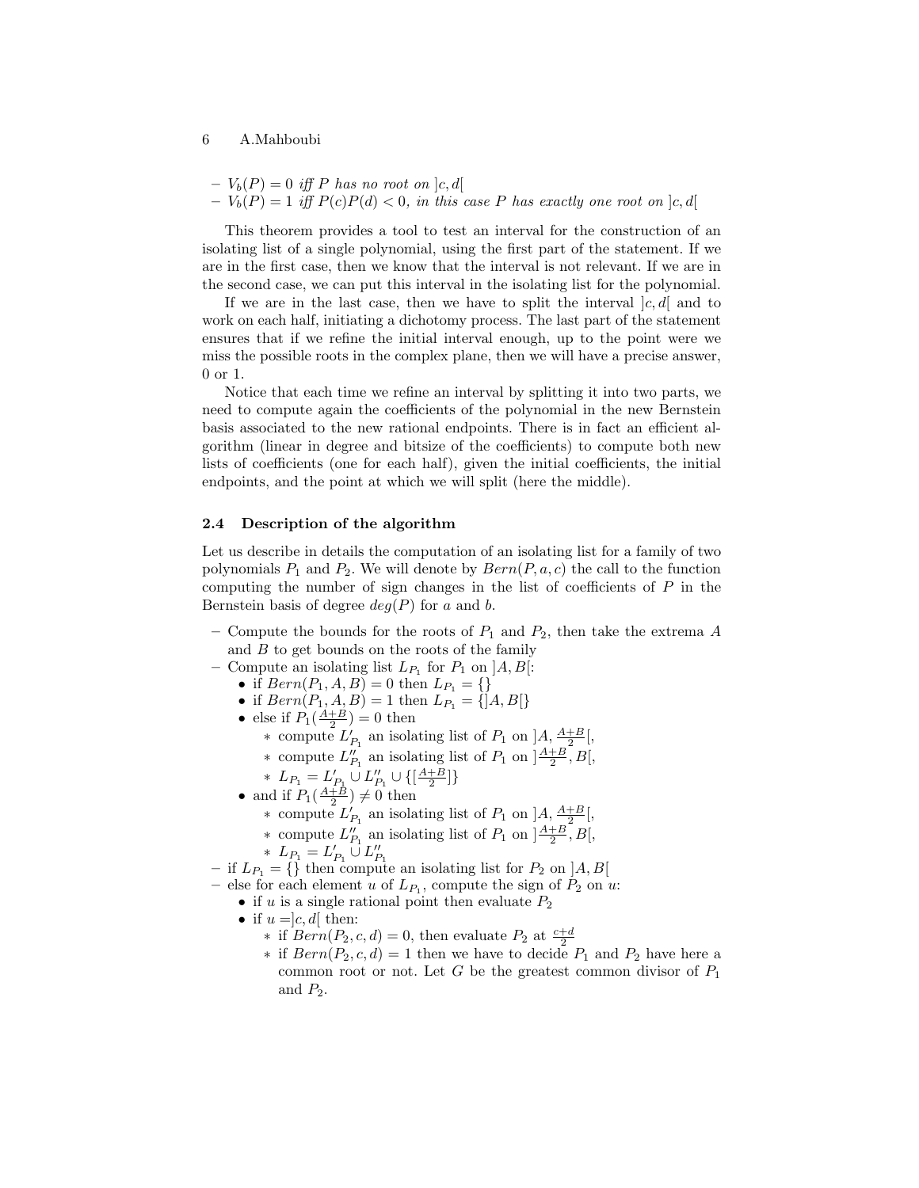- $V_b(P) = 0$ *iff* $P$ *has no root on* $]c, d[$
- $V_b(P) = 1$ *iff* $P(c)P(d) < 0$*, in this case* $P$ *has exactly one root on* $]c, d[$

This theorem provides a tool to test an interval for the construction of an isolating list of a single polynomial, using the first part of the statement. If we are in the first case, then we know that the interval is not relevant. If we are in the second case, we can put this interval in the isolating list for the polynomial.

If we are in the last case, then we have to split the interval $]c, d[$ and to work on each half, initiating a dichotomy process. The last part of the statement ensures that if we refine the initial interval enough, up to the point were we miss the possible roots in the complex plane, then we will have a precise answer, 0 or 1.

Notice that each time we refine an interval by splitting it into two parts, we need to compute again the coefficients of the polynomial in the new Bernstein basis associated to the new rational endpoints. There is in fact an efficient algorithm (linear in degree and bitsize of the coefficients) to compute both new lists of coefficients (one for each half), given the initial coefficients, the initial endpoints, and the point at which we will split (here the middle).

### 2.4 Description of the algorithm

Let us describe in details the computation of an isolating list for a family of two polynomials $P_1$ and $P_2$. We will denote by $Bern(P, a, c)$ the call to the function computing the number of sign changes in the list of coefficients of $P$ in the Bernstein basis of degree $deg(P)$ for $a$ and $b$.

- Compute the bounds for the roots of $P_1$ and $P_2$, then take the extrema $A$ and $B$ to get bounds on the roots of the family
- Compute an isolating list $L_{P_1}$ for $P_1$ on $]A, B[$:
  - if $Bern(P_1, A, B) = 0$ then $L_{P_1} = \{\}$
  - if $Bern(P_1, A, B) = 1$ then $L_{P_1} = \{]A, B[\}$
  - else if $P_1(\frac{A+B}{2}) = 0$ then
    - compute $L'_{P_1}$ an isolating list of $P_1$ on $]A, \frac{A+B}{2}[$,
    - compute $L''_{P_1}$ an isolating list of $P_1$ on $]\frac{A+B}{2}, B[$,
    - $L_{P_1} = L'_{P_1} \cup L''_{P_1} \cup \{[\frac{A+B}{2}]\}$
  - and if $P_1(\frac{A+B}{2}) \neq 0$ then
    - compute $L'_{P_1}$ an isolating list of $P_1$ on $]A, \frac{A+B}{2}[$,
    - compute $L''_{P_1}$ an isolating list of $P_1$ on $]\frac{A+B}{2}, B[$,
    - $L_{P_1} = L'_{P_1} \cup L''_{P_1}$
- if $L_{P_1} = \{\}$ then compute an isolating list for $P_2$ on $]A, B[$
- else for each element $u$ of $L_{P_1}$, compute the sign of $P_2$ on $u$:
  - if $u$ is a single rational point then evaluate $P_2$
  - if $u = ]c, d[$ then:
    - if $Bern(P_2, c, d) = 0$, then evaluate $P_2$ at $\frac{c+d}{2}$
    - if $Bern(P_2, c, d) = 1$ then we have to decide $P_1$ and $P_2$ have here a common root or not. Let $G$ be the greatest common divisor of $P_1$ and $P_2$.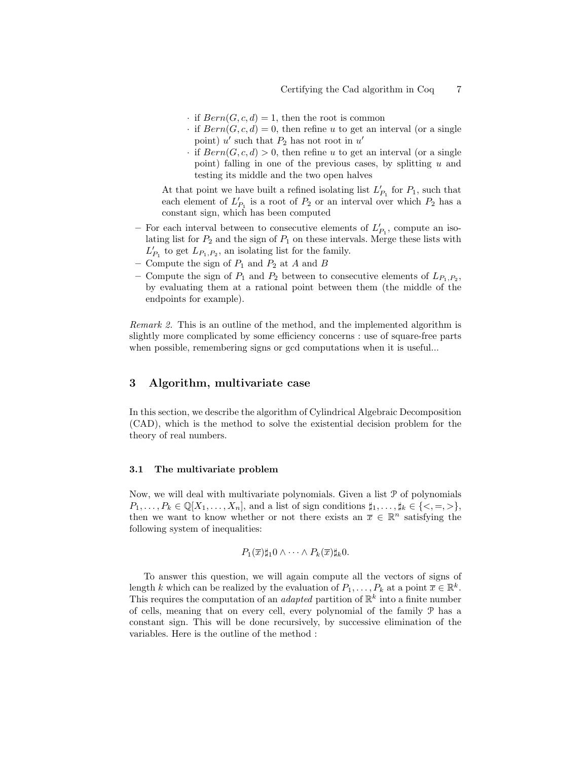· if $Bern(G, c, d) = 1$, then the root is common
  · if $Bern(G, c, d) = 0$, then refine $u$ to get an interval (or a single point) $u'$ such that $P_2$ has not root in $u'$
  · if $Bern(G, c, d) > 0$, then refine $u$ to get an interval (or a single point) falling in one of the previous cases, by splitting $u$ and testing its middle and the two open halves

  At that point we have built a refined isolating list $L'_{P_1}$ for $P_1$, such that each element of $L'_{P_1}$ is a root of $P_2$ or an interval over which $P_2$ has a constant sign, which has been computed

- For each interval between to consecutive elements of $L'_{P_1}$, compute an isolating list for $P_2$ and the sign of $P_1$ on these intervals. Merge these lists with $L'_{P_1}$ to get $L_{P_1,P_2}$, an isolating list for the family.
- Compute the sign of $P_1$ and $P_2$ at $A$ and $B$
- Compute the sign of $P_1$ and $P_2$ between to consecutive elements of $L_{P_1,P_2}$, by evaluating them at a rational point between them (the middle of the endpoints for example).

*Remark 2.* This is an outline of the method, and the implemented algorithm is slightly more complicated by some efficiency concerns : use of square-free parts when possible, remembering signs or gcd computations when it is useful...

## 3 Algorithm, multivariate case

In this section, we describe the algorithm of Cylindrical Algebraic Decomposition (CAD), which is the method to solve the existential decision problem for the theory of real numbers.

### 3.1 The multivariate problem

Now, we will deal with multivariate polynomials. Given a list $\mathcal{P}$ of polynomials $P_1, \ldots, P_k \in \mathbb{Q}[X_1, \ldots, X_n]$, and a list of sign conditions $\sharp_1, \ldots, \sharp_k \in \{<, =, >\}$, then we want to know whether or not there exists an $\overline{x} \in \mathbb{R}^n$ satisfying the following system of inequalities:

$$P_1(\overline{x})\sharp_1 0 \wedge \cdots \wedge P_k(\overline{x})\sharp_k 0.$$

To answer this question, we will again compute all the vectors of signs of length $k$ which can be realized by the evaluation of $P_1, \ldots, P_k$ at a point $\overline{x} \in \mathbb{R}^k$. This requires the computation of an *adapted* partition of $\mathbb{R}^k$ into a finite number of cells, meaning that on every cell, every polynomial of the family $\mathcal{P}$ has a constant sign. This will be done recursively, by successive elimination of the variables. Here is the outline of the method :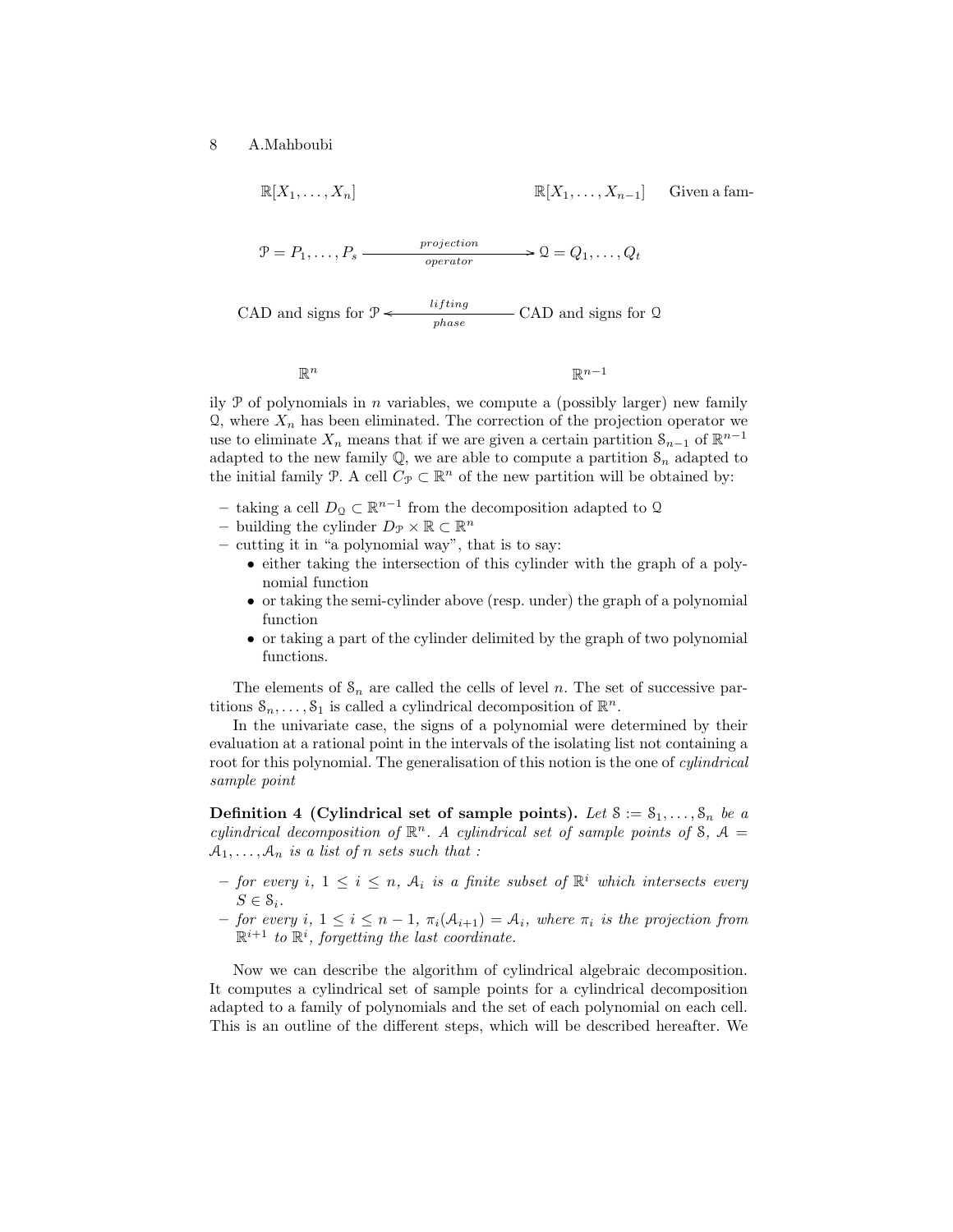$\mathbb{R}[X_1, \ldots, X_n]$ $\qquad\qquad$ $\mathbb{R}[X_1, \ldots, X_{n-1}]$

$$\mathcal{P} = P_1, \ldots, P_s \xrightarrow[\text{operator}]{\text{projection}} \mathcal{Q} = Q_1, \ldots, Q_t$$

$$\text{CAD and signs for } \mathcal{P} \xleftarrow[\text{phase}]{\text{lifting}} \text{CAD and signs for } \mathcal{Q}$$

$\mathbb{R}^n$ $\qquad\qquad$ $\mathbb{R}^{n-1}$

Given a family $\mathcal{P}$ of polynomials in $n$ variables, we compute a (possibly larger) new family $\mathcal{Q}$, where $X_n$ has been eliminated. The correction of the projection operator we use to eliminate $X_n$ means that if we are given a certain partition $\mathcal{S}_{n-1}$ of $\mathbb{R}^{n-1}$ adapted to the new family $\mathbb{Q}$, we are able to compute a partition $\mathcal{S}_n$ adapted to the initial family $\mathcal{P}$. A cell $C_{\mathcal{P}} \subset \mathbb{R}^n$ of the new partition will be obtained by:

- taking a cell $D_{\mathcal{Q}} \subset \mathbb{R}^{n-1}$ from the decomposition adapted to $\mathcal{Q}$
- building the cylinder $D_{\mathcal{P}} \times \mathbb{R} \subset \mathbb{R}^n$
- cutting it in "a polynomial way", that is to say:
  - either taking the intersection of this cylinder with the graph of a polynomial function
  - or taking the semi-cylinder above (resp. under) the graph of a polynomial function
  - or taking a part of the cylinder delimited by the graph of two polynomial functions.

The elements of $\mathcal{S}_n$ are called the cells of level $n$. The set of successive partitions $\mathcal{S}_n, \ldots, \mathcal{S}_1$ is called a cylindrical decomposition of $\mathbb{R}^n$.

In the univariate case, the signs of a polynomial were determined by their evaluation at a rational point in the intervals of the isolating list not containing a root for this polynomial. The generalisation of this notion is the one of *cylindrical sample point*

**Definition 4 (Cylindrical set of sample points).** *Let $\mathcal{S} := \mathcal{S}_1, \ldots, \mathcal{S}_n$ be a cylindrical decomposition of $\mathbb{R}^n$. A cylindrical set of sample points of $\mathcal{S}$, $\mathcal{A} = \mathcal{A}_1, \ldots, \mathcal{A}_n$ is a list of $n$ sets such that :*

- *for every $i$, $1 \leq i \leq n$, $\mathcal{A}_i$ is a finite subset of $\mathbb{R}^i$ which intersects every $S \in \mathcal{S}_i$.*
- *for every $i$, $1 \leq i \leq n-1$, $\pi_i(\mathcal{A}_{i+1}) = \mathcal{A}_i$, where $\pi_i$ is the projection from $\mathbb{R}^{i+1}$ to $\mathbb{R}^i$, forgetting the last coordinate.*

Now we can describe the algorithm of cylindrical algebraic decomposition. It computes a cylindrical set of sample points for a cylindrical decomposition adapted to a family of polynomials and the set of each polynomial on each cell. This is an outline of the different steps, which will be described hereafter. We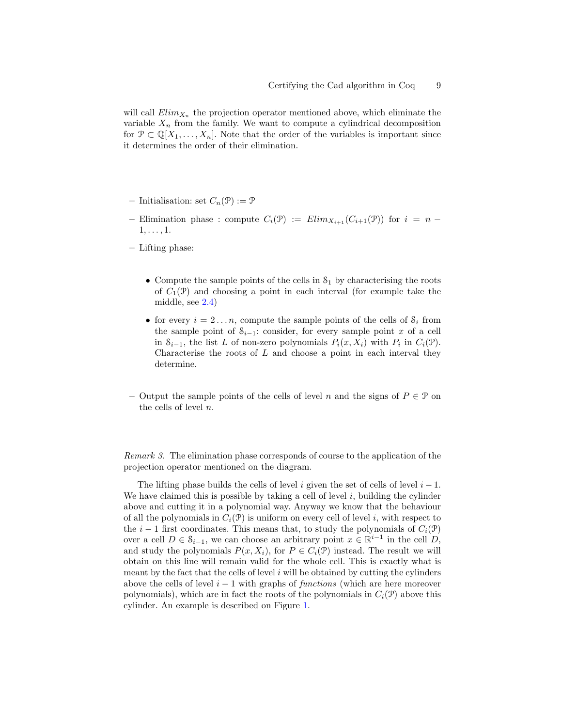will call $Elim_{X_n}$ the projection operator mentioned above, which eliminate the variable $X_n$ from the family. We want to compute a cylindrical decomposition for $\mathcal{P} \subset \mathbb{Q}[X_1, \ldots, X_n]$. Note that the order of the variables is important since it determines the order of their elimination.

- Initialisation: set $C_n(\mathcal{P}) := \mathcal{P}$
- Elimination phase : compute $C_i(\mathcal{P}) := Elim_{X_{i+1}}(C_{i+1}(\mathcal{P}))$ for $i = n-1, \ldots, 1$.
- Lifting phase:
  - Compute the sample points of the cells in $\mathcal{S}_1$ by characterising the roots of $C_1(\mathcal{P})$ and choosing a point in each interval (for example take the middle, see 2.4)
  - for every $i = 2 \ldots n$, compute the sample points of the cells of $\mathcal{S}_i$ from the sample point of $\mathcal{S}_{i-1}$: consider, for every sample point $x$ of a cell in $\mathcal{S}_{i-1}$, the list $L$ of non-zero polynomials $P_i(x, X_i)$ with $P_i$ in $C_i(\mathcal{P})$. Characterise the roots of $L$ and choose a point in each interval they determine.
- Output the sample points of the cells of level $n$ and the signs of $P \in \mathcal{P}$ on the cells of level $n$.

*Remark 3.* The elimination phase corresponds of course to the application of the projection operator mentioned on the diagram.

The lifting phase builds the cells of level $i$ given the set of cells of level $i-1$. We have claimed this is possible by taking a cell of level $i$, building the cylinder above and cutting it in a polynomial way. Anyway we know that the behaviour of all the polynomials in $C_i(\mathcal{P})$ is uniform on every cell of level $i$, with respect to the $i-1$ first coordinates. This means that, to study the polynomials of $C_i(\mathcal{P})$ over a cell $D \in \mathcal{S}_{i-1}$, we can choose an arbitrary point $x \in \mathbb{R}^{i-1}$ in the cell $D$, and study the polynomials $P(x, X_i)$, for $P \in C_i(\mathcal{P})$ instead. The result we will obtain on this line will remain valid for the whole cell. This is exactly what is meant by the fact that the cells of level $i$ will be obtained by cutting the cylinders above the cells of level $i-1$ with graphs of *functions* (which are here moreover polynomials), which are in fact the roots of the polynomials in $C_i(\mathcal{P})$ above this cylinder. An example is described on Figure 1.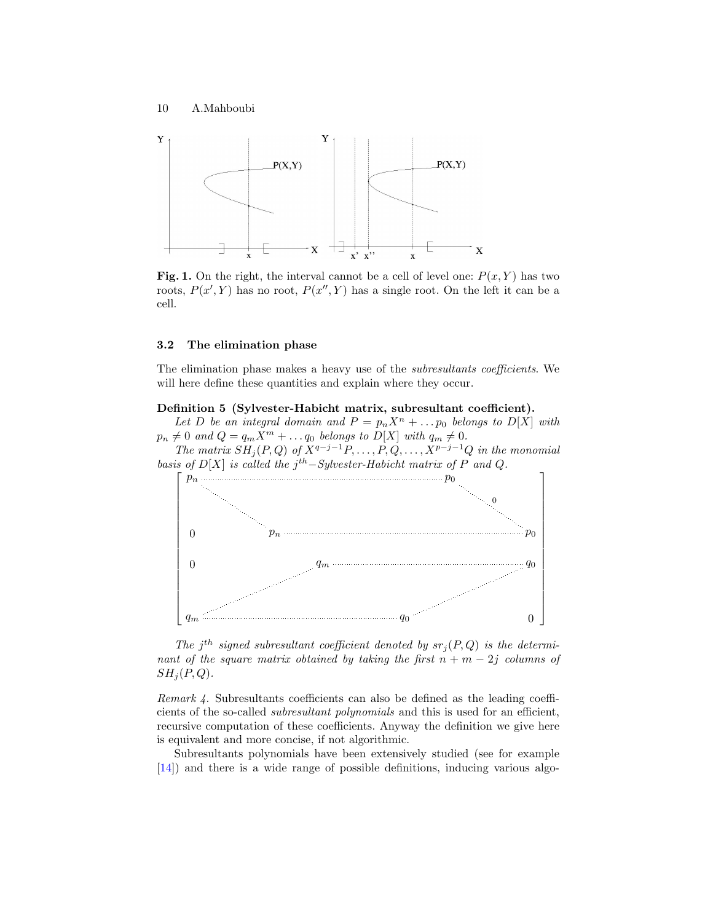**Fig. 1.** On the right, the interval cannot be a cell of level one: $P(x, Y)$ has two roots, $P(x', Y)$ has no root, $P(x'', Y)$ has a single root. On the left it can be a cell.

### 3.2 The elimination phase

The elimination phase makes a heavy use of the *subresultants coefficients*. We will here define these quantities and explain where they occur.

**Definition 5 (Sylvester-Habicht matrix, subresultant coefficient).** *Let $D$ be an integral domain and $P = p_n X^n + \ldots p_0$ belongs to $D[X]$ with $p_n \neq 0$ and $Q = q_m X^m + \ldots q_0$ belongs to $D[X]$ with $q_m \neq 0$.*

*The matrix $SH_j(P, Q)$ of $X^{q-j-1}P, \ldots, P, Q, \ldots, X^{p-j-1}Q$ in the monomial basis of $D[X]$ is called the $j^{th}$−Sylvester-Habicht matrix of $P$ and $Q$.*

$$
\begin{bmatrix}
p_n & \cdots\cdots\cdots\cdots\cdots\cdots & p_0 & & 0 \\
 & \ddots & & \ddots & \\
0 & & p_n & \cdots\cdots\cdots\cdots & p_0 \\
0 & & q_m & \cdots\cdots\cdots\cdots & q_0 \\
 & \iddots & & \iddots & \\
q_m & \cdots\cdots\cdots\cdots & q_0 & & 0
\end{bmatrix}
$$

*The $j^{th}$ signed subresultant coefficient denoted by $sr_j(P, Q)$ is the determinant of the square matrix obtained by taking the first $n + m - 2j$ columns of $SH_j(P, Q)$.*

*Remark 4.* Subresultants coefficients can also be defined as the leading coefficients of the so-called *subresultant polynomials* and this is used for an efficient, recursive computation of these coefficients. Anyway the definition we give here is equivalent and more concise, if not algorithmic.

Subresultants polynomials have been extensively studied (see for example [14]) and there is a wide range of possible definitions, inducing various algo-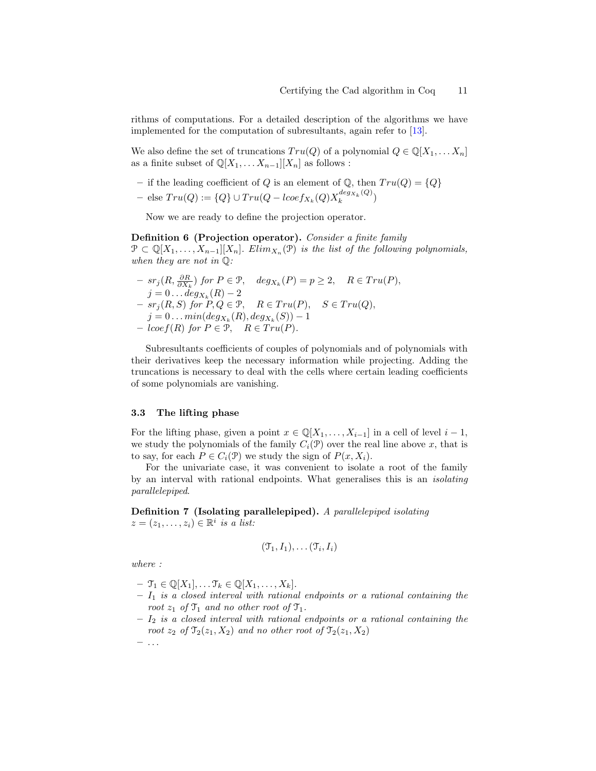rithms of computations. For a detailed description of the algorithms we have implemented for the computation of subresultants, again refer to [13].

We also define the set of truncations $Tru(Q)$ of a polynomial $Q \in \mathbb{Q}[X_1, \dots X_n]$ as a finite subset of $\mathbb{Q}[X_1, \dots X_{n-1}][X_n]$ as follows :

- if the leading coefficient of $Q$ is an element of $\mathbb{Q}$, then $Tru(Q) = \{Q\}$
- else $Tru(Q) := \{Q\} \cup Tru(Q - lcoef_{X_k}(Q) X_k^{deg_{X_k}(Q)})$

Now we are ready to define the projection operator.

**Definition 6 (Projection operator).** *Consider a finite family* $\mathcal{P} \subset \mathbb{Q}[X_1, \dots, X_{n-1}][X_n]$. $Elim_{X_n}(\mathcal{P})$ *is the list of the following polynomials, when they are not in* $\mathbb{Q}$*:*

- $sr_j(R, \frac{\partial R}{\partial X_k})$ *for* $P \in \mathcal{P}$, $\quad deg_{X_k}(P) = p \geq 2$, $\quad R \in Tru(P)$, $j = 0 \dots deg_{X_k}(R) - 2$
- $sr_j(R, S)$ *for* $P, Q \in \mathcal{P}$, $\quad R \in Tru(P)$, $\quad S \in Tru(Q)$, $j = 0 \dots min(deg_{X_k}(R), deg_{X_k}(S)) - 1$
- $lcoef(R)$ *for* $P \in \mathcal{P}$, $\quad R \in Tru(P)$.

Subresultants coefficients of couples of polynomials and of polynomials with their derivatives keep the necessary information while projecting. Adding the truncations is necessary to deal with the cells where certain leading coefficients of some polynomials are vanishing.

### 3.3 The lifting phase

For the lifting phase, given a point $x \in \mathbb{Q}[X_1, \dots, X_{i-1}]$ in a cell of level $i - 1$, we study the polynomials of the family $C_i(\mathcal{P})$ over the real line above $x$, that is to say, for each $P \in C_i(\mathcal{P})$ we study the sign of $P(x, X_i)$.

For the univariate case, it was convenient to isolate a root of the family by an interval with rational endpoints. What generalises this is an *isolating parallelepiped*.

**Definition 7 (Isolating parallelepiped).** *A parallelepiped isolating* $z = (z_1, \dots, z_i) \in \mathbb{R}^i$ *is a list:*

$$(\mathcal{T}_1, I_1), \dots (\mathcal{T}_i, I_i)$$

*where :*

- $\mathcal{T}_1 \in \mathbb{Q}[X_1], \dots \mathcal{T}_k \in \mathbb{Q}[X_1, \dots, X_k]$.
- $I_1$ *is a closed interval with rational endpoints or a rational containing the root* $z_1$ *of* $\mathcal{T}_1$ *and no other root of* $\mathcal{T}_1$.
- $I_2$ *is a closed interval with rational endpoints or a rational containing the root* $z_2$ *of* $\mathcal{T}_2(z_1, X_2)$ *and no other root of* $\mathcal{T}_2(z_1, X_2)$
- $\dots$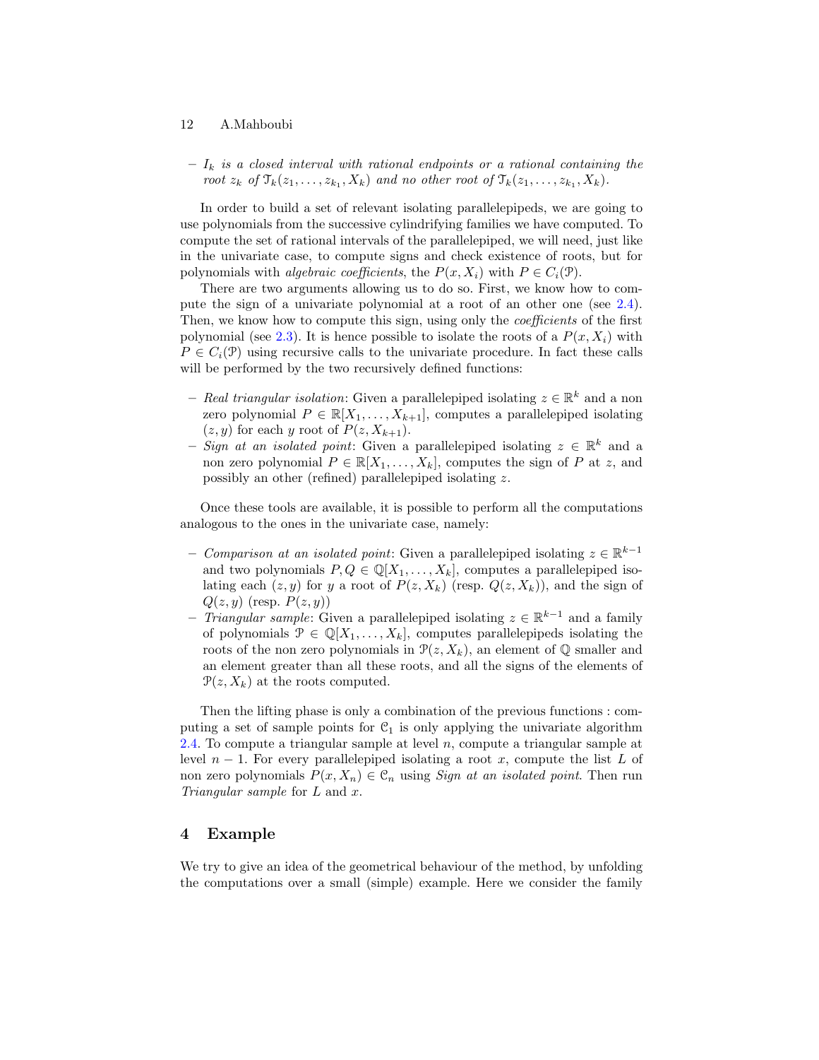– $I_k$ *is a closed interval with rational endpoints or a rational containing the root* $z_k$ *of* $\mathcal{T}_k(z_1, \ldots, z_{k_1}, X_k)$ *and no other root of* $\mathcal{T}_k(z_1, \ldots, z_{k_1}, X_k)$.

In order to build a set of relevant isolating parallelepipeds, we are going to use polynomials from the successive cylindrifying families we have computed. To compute the set of rational intervals of the parallelepiped, we will need, just like in the univariate case, to compute signs and check existence of roots, but for polynomials with *algebraic coefficients*, the $P(x, X_i)$ with $P \in C_i(\mathcal{P})$.

There are two arguments allowing us to do so. First, we know how to compute the sign of a univariate polynomial at a root of an other one (see 2.4). Then, we know how to compute this sign, using only the *coefficients* of the first polynomial (see 2.3). It is hence possible to isolate the roots of a $P(x, X_i)$ with $P \in C_i(\mathcal{P})$ using recursive calls to the univariate procedure. In fact these calls will be performed by the two recursively defined functions:

- *Real triangular isolation*: Given a parallelepiped isolating $z \in \mathbb{R}^k$ and a non zero polynomial $P \in \mathbb{R}[X_1, \ldots, X_{k+1}]$, computes a parallelepiped isolating $(z, y)$ for each $y$ root of $P(z, X_{k+1})$.
- *Sign at an isolated point*: Given a parallelepiped isolating $z \in \mathbb{R}^k$ and a non zero polynomial $P \in \mathbb{R}[X_1, \ldots, X_k]$, computes the sign of $P$ at $z$, and possibly an other (refined) parallelepiped isolating $z$.

Once these tools are available, it is possible to perform all the computations analogous to the ones in the univariate case, namely:

- *Comparison at an isolated point*: Given a parallelepiped isolating $z \in \mathbb{R}^{k-1}$ and two polynomials $P, Q \in \mathbb{Q}[X_1, \ldots, X_k]$, computes a parallelepiped isolating each $(z, y)$ for $y$ a root of $P(z, X_k)$ (resp. $Q(z, X_k)$), and the sign of $Q(z, y)$ (resp. $P(z, y)$)
- *Triangular sample*: Given a parallelepiped isolating $z \in \mathbb{R}^{k-1}$ and a family of polynomials $\mathcal{P} \in \mathbb{Q}[X_1, \ldots, X_k]$, computes parallelepipeds isolating the roots of the non zero polynomials in $\mathcal{P}(z, X_k)$, an element of $\mathbb{Q}$ smaller and an element greater than all these roots, and all the signs of the elements of $\mathcal{P}(z, X_k)$ at the roots computed.

Then the lifting phase is only a combination of the previous functions : computing a set of sample points for $\mathcal{C}_1$ is only applying the univariate algorithm 2.4. To compute a triangular sample at level $n$, compute a triangular sample at level $n-1$. For every parallelepiped isolating a root $x$, compute the list $L$ of non zero polynomials $P(x, X_n) \in \mathcal{C}_n$ using *Sign at an isolated point*. Then run *Triangular sample* for $L$ and $x$.

## 4 Example

We try to give an idea of the geometrical behaviour of the method, by unfolding the computations over a small (simple) example. Here we consider the family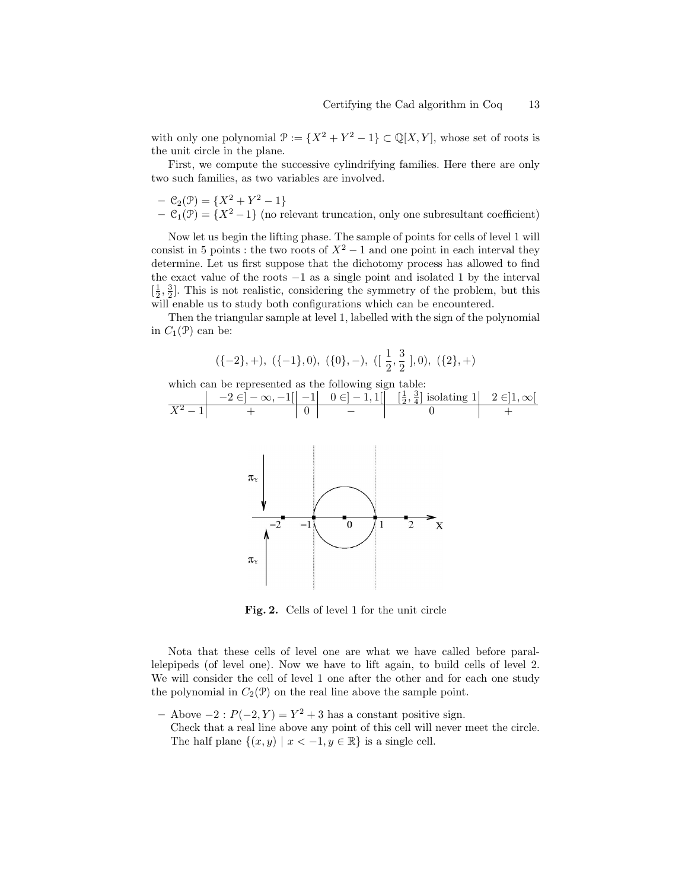with only one polynomial $\mathcal{P} := \{X^2 + Y^2 - 1\} \subset \mathbb{Q}[X, Y]$, whose set of roots is the unit circle in the plane.

First, we compute the successive cylindrifying families. Here there are only two such families, as two variables are involved.

- $\mathcal{C}_2(\mathcal{P}) = \{X^2 + Y^2 - 1\}$
- $\mathcal{C}_1(\mathcal{P}) = \{X^2 - 1\}$ (no relevant truncation, only one subresultant coefficient)

Now let us begin the lifting phase. The sample of points for cells of level 1 will consist in 5 points : the two roots of $X^2 - 1$ and one point in each interval they determine. Let us first suppose that the dichotomy process has allowed to find the exact value of the roots $-1$ as a single point and isolated 1 by the interval $[\frac{1}{2}, \frac{3}{2}]$. This is not realistic, considering the symmetry of the problem, but this will enable us to study both configurations which can be encountered.

Then the triangular sample at level 1, labelled with the sign of the polynomial in $C_1(\mathcal{P})$ can be:

$$(\{-2\}, +),\ (\{-1\}, 0),\ (\{0\}, -),\ ([\,\frac{1}{2}, \frac{3}{2}\,], 0),\ (\{2\}, +)$$

which can be represented as the following sign table:

| | $-2 \in ]-\infty, -1[$ | $-1$ | $0 \in ]-1, 1[$ | $[\frac{1}{2}, \frac{3}{4}]$ isolating 1 | $2 \in ]1, \infty[$ |
|---|---|---|---|---|---|
| $X^2 - 1$ | $+$ | $0$ | $-$ | $0$ | $+$ |

**Fig. 2.** Cells of level 1 for the unit circle

Nota that these cells of level one are what we have called before parallelepipeds (of level one). Now we have to lift again, to build cells of level 2. We will consider the cell of level 1 one after the other and for each one study the polynomial in $C_2(\mathcal{P})$ on the real line above the sample point.

- Above $-2$ : $P(-2, Y) = Y^2 + 3$ has a constant positive sign.
  Check that a real line above any point of this cell will never meet the circle. The half plane $\{(x, y) \mid x < -1, y \in \mathbb{R}\}$ is a single cell.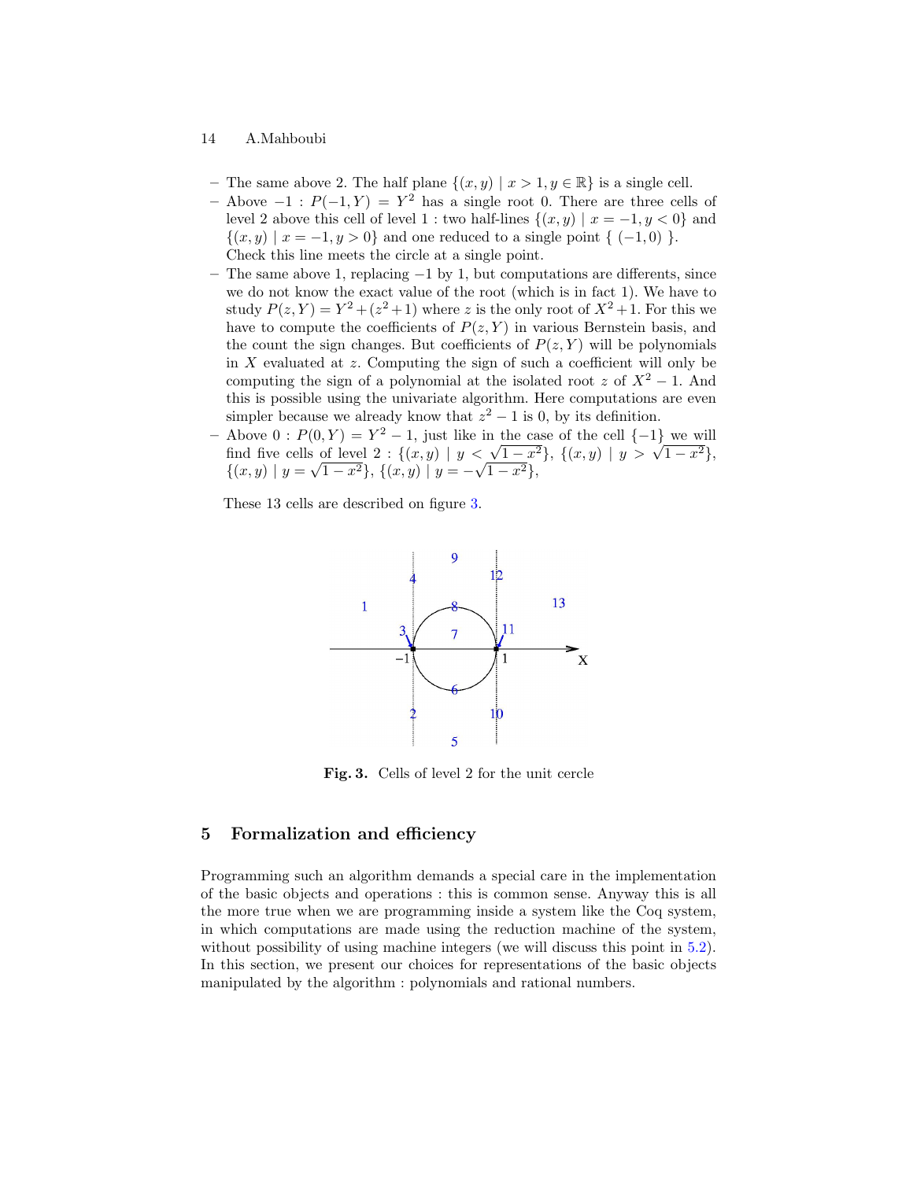- The same above 2. The half plane $\{(x, y) \mid x > 1, y \in \mathbb{R}\}$ is a single cell.
- Above $-1$ : $P(-1, Y) = Y^2$ has a single root 0. There are three cells of level 2 above this cell of level 1 : two half-lines $\{(x, y) \mid x = -1, y < 0\}$ and $\{(x, y) \mid x = -1, y > 0\}$ and one reduced to a single point $\{\ (-1, 0)\ \}$. Check this line meets the circle at a single point.
- The same above 1, replacing $-1$ by 1, but computations are differents, since we do not know the exact value of the root (which is in fact 1). We have to study $P(z, Y) = Y^2 + (z^2 + 1)$ where $z$ is the only root of $X^2 + 1$. For this we have to compute the coefficients of $P(z, Y)$ in various Bernstein basis, and the count the sign changes. But coefficients of $P(z, Y)$ will be polynomials in $X$ evaluated at $z$. Computing the sign of such a coefficient will only be computing the sign of a polynomial at the isolated root $z$ of $X^2 - 1$. And this is possible using the univariate algorithm. Here computations are even simpler because we already know that $z^2 - 1$ is 0, by its definition.
- Above 0 : $P(0, Y) = Y^2 - 1$, just like in the case of the cell $\{-1\}$ we will find five cells of level 2 : $\{(x, y) \mid y < \sqrt{1 - x^2}\}$, $\{(x, y) \mid y > \sqrt{1 - x^2}\}$, $\{(x, y) \mid y = \sqrt{1 - x^2}\}$, $\{(x, y) \mid y = -\sqrt{1 - x^2}\}$,

These 13 cells are described on figure 3.

**Fig. 3.** Cells of level 2 for the unit cercle

## 5 Formalization and efficiency

Programming such an algorithm demands a special care in the implementation of the basic objects and operations : this is common sense. Anyway this is all the more true when we are programming inside a system like the Coq system, in which computations are made using the reduction machine of the system, without possibility of using machine integers (we will discuss this point in 5.2). In this section, we present our choices for representations of the basic objects manipulated by the algorithm : polynomials and rational numbers.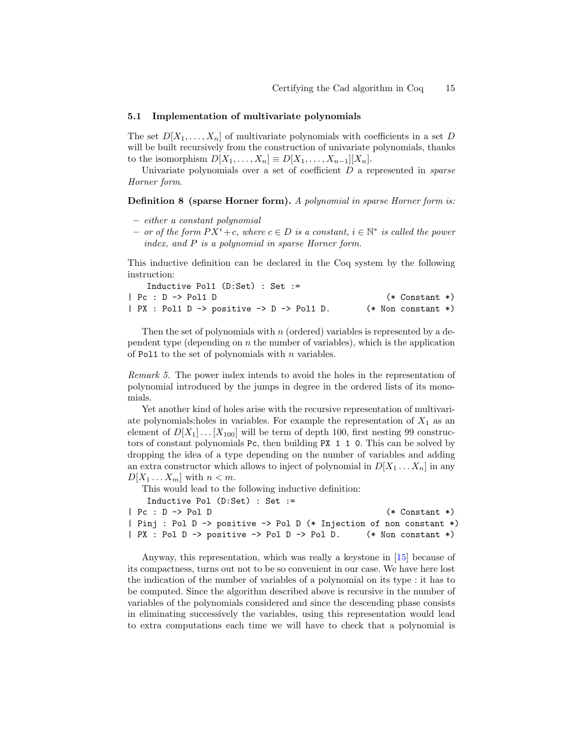### 5.1 Implementation of multivariate polynomials

The set $D[X_1, \dots, X_n]$ of multivariate polynomials with coefficients in a set $D$ will be built recursively from the construction of univariate polynomials, thanks to the isomorphism $D[X_1, \dots, X_n] \equiv D[X_1, \dots, X_{n-1}][X_n]$.

Univariate polynomials over a set of coefficient $D$ a represented in *sparse Horner form*.

**Definition 8 (sparse Horner form).** *A polynomial in sparse Horner form is:*

- *either a constant polynomial*
- *or of the form $PX^i + c$, where $c \in D$ is a constant, $i \in \mathbb{N}^*$ is called the power index, and $P$ is a polynomial in sparse Horner form.*

This inductive definition can be declared in the Coq system by the following instruction:

```
   Inductive Pol1 (D:Set) : Set :=
| Pc : D -> Pol1 D                                    (* Constant *)
| PX : Pol1 D -> positive -> D -> Pol1 D.         (* Non constant *)
```

Then the set of polynomials with $n$ (ordered) variables is represented by a dependent type (depending on $n$ the number of variables), which is the application of `Pol1` to the set of polynomials with $n$ variables.

*Remark 5.* The power index intends to avoid the holes in the representation of polynomial introduced by the jumps in degree in the ordered lists of its monomials.

Yet another kind of holes arise with the recursive representation of multivariate polynomials:holes in variables. For example the representation of $X_1$ as an element of $D[X_1] \dots [X_{100}]$ will be term of depth 100, first nesting 99 constructors of constant polynomials `Pc`, then building `PX 1 1 0`. This can be solved by dropping the idea of a type depending on the number of variables and adding an extra constructor which allows to inject of polynomial in $D[X_1 \dots X_n]$ in any $D[X_1 \dots X_m]$ with $n < m$.

This would lead to the following inductive definition:

```
   Inductive Pol (D:Set) : Set :=
| Pc : D -> Pol D                                     (* Constant *)
| Pinj : Pol D -> positive -> Pol D (* Injection of non constant *)
| PX : Pol D -> positive -> Pol D -> Pol D.      (* Non constant *)
```

Anyway, this representation, which was really a keystone in [15] because of its compactness, turns out not to be so convenient in our case. We have here lost the indication of the number of variables of a polynomial on its type : it has to be computed. Since the algorithm described above is recursive in the number of variables of the polynomials considered and since the descending phase consists in eliminating successively the variables, using this representation would lead to extra computations each time we will have to check that a polynomial is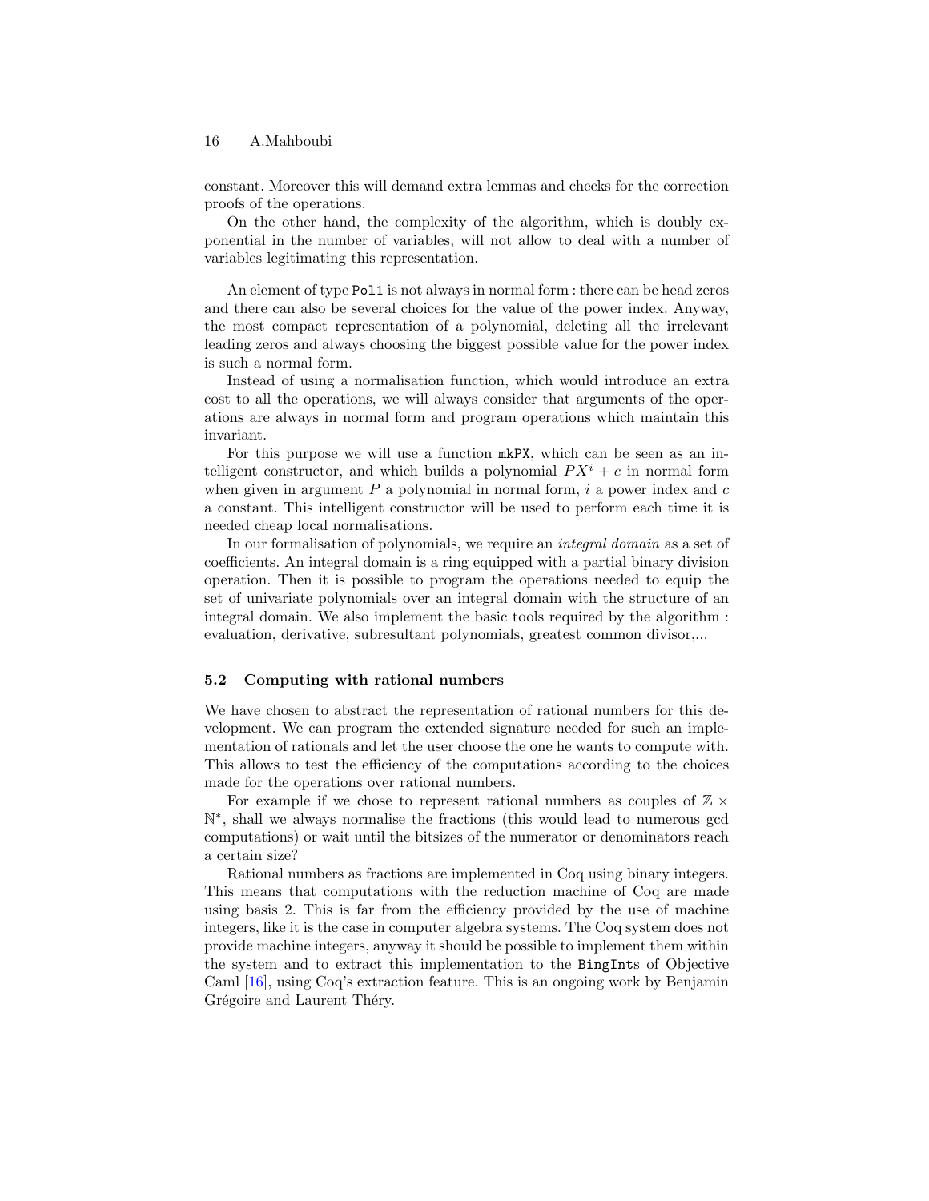constant. Moreover this will demand extra lemmas and checks for the correction proofs of the operations.

On the other hand, the complexity of the algorithm, which is doubly exponential in the number of variables, will not allow to deal with a number of variables legitimating this representation.

An element of type `Pol1` is not always in normal form : there can be head zeros and there can also be several choices for the value of the power index. Anyway, the most compact representation of a polynomial, deleting all the irrelevant leading zeros and always choosing the biggest possible value for the power index is such a normal form.

Instead of using a normalisation function, which would introduce an extra cost to all the operations, we will always consider that arguments of the operations are always in normal form and program operations which maintain this invariant.

For this purpose we will use a function `mkPX`, which can be seen as an intelligent constructor, and which builds a polynomial $PX^i + c$ in normal form when given in argument $P$ a polynomial in normal form, $i$ a power index and $c$ a constant. This intelligent constructor will be used to perform each time it is needed cheap local normalisations.

In our formalisation of polynomials, we require an *integral domain* as a set of coefficients. An integral domain is a ring equipped with a partial binary division operation. Then it is possible to program the operations needed to equip the set of univariate polynomials over an integral domain with the structure of an integral domain. We also implement the basic tools required by the algorithm : evaluation, derivative, subresultant polynomials, greatest common divisor,...

### 5.2 Computing with rational numbers

We have chosen to abstract the representation of rational numbers for this development. We can program the extended signature needed for such an implementation of rationals and let the user choose the one he wants to compute with. This allows to test the efficiency of the computations according to the choices made for the operations over rational numbers.

For example if we chose to represent rational numbers as couples of $\mathbb{Z} \times \mathbb{N}^*$, shall we always normalise the fractions (this would lead to numerous gcd computations) or wait until the bitsizes of the numerator or denominators reach a certain size?

Rational numbers as fractions are implemented in Coq using binary integers. This means that computations with the reduction machine of Coq are made using basis 2. This is far from the efficiency provided by the use of machine integers, like it is the case in computer algebra systems. The Coq system does not provide machine integers, anyway it should be possible to implement them within the system and to extract this implementation to the `BingInt`s of Objective Caml [16], using Coq's extraction feature. This is an ongoing work by Benjamin Grégoire and Laurent Théry.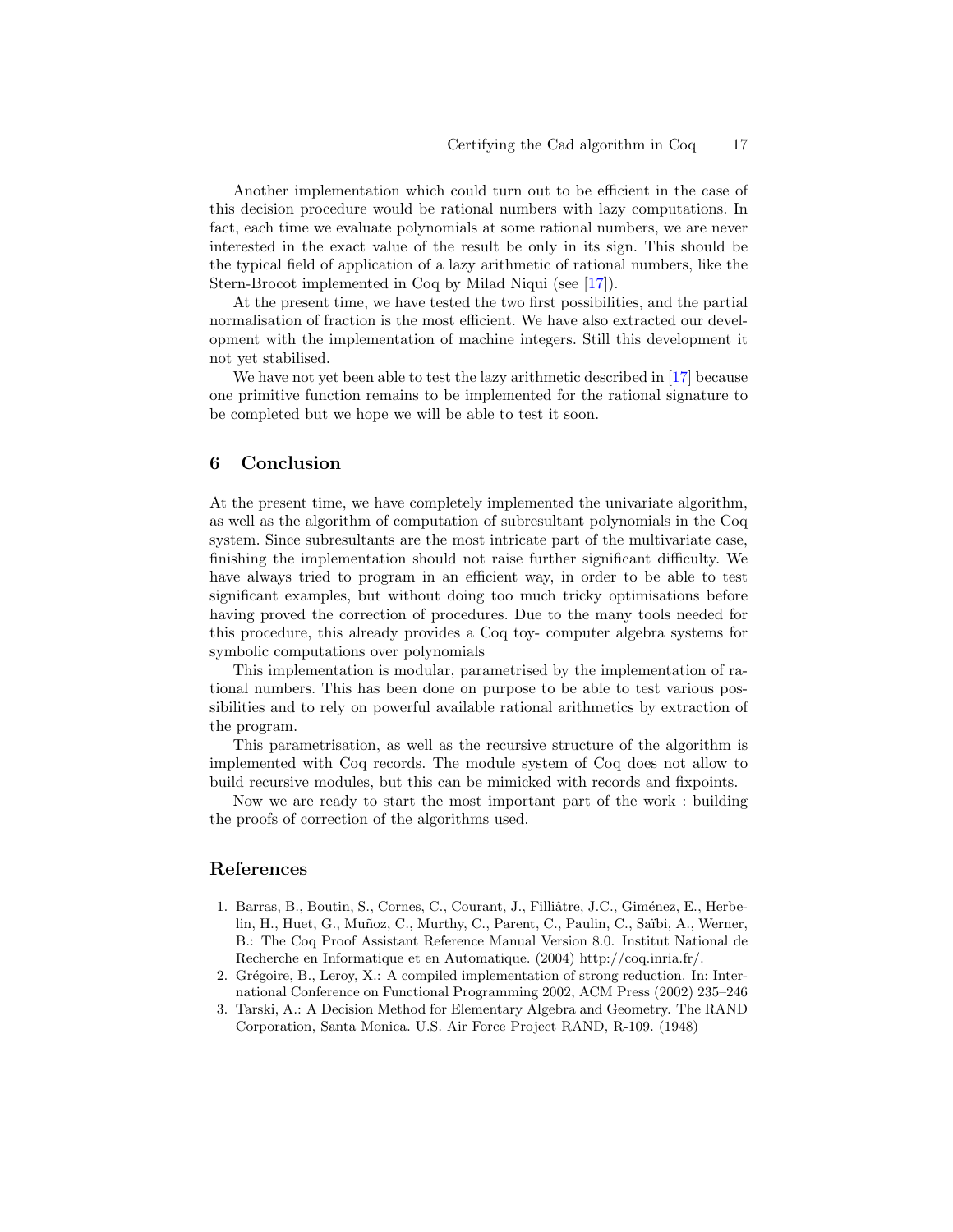Another implementation which could turn out to be efficient in the case of this decision procedure would be rational numbers with lazy computations. In fact, each time we evaluate polynomials at some rational numbers, we are never interested in the exact value of the result be only in its sign. This should be the typical field of application of a lazy arithmetic of rational numbers, like the Stern-Brocot implemented in Coq by Milad Niqui (see [17]).

At the present time, we have tested the two first possibilities, and the partial normalisation of fraction is the most efficient. We have also extracted our development with the implementation of machine integers. Still this development it not yet stabilised.

We have not yet been able to test the lazy arithmetic described in [17] because one primitive function remains to be implemented for the rational signature to be completed but we hope we will be able to test it soon.

## 6 Conclusion

At the present time, we have completely implemented the univariate algorithm, as well as the algorithm of computation of subresultant polynomials in the Coq system. Since subresultants are the most intricate part of the multivariate case, finishing the implementation should not raise further significant difficulty. We have always tried to program in an efficient way, in order to be able to test significant examples, but without doing too much tricky optimisations before having proved the correction of procedures. Due to the many tools needed for this procedure, this already provides a Coq toy- computer algebra systems for symbolic computations over polynomials

This implementation is modular, parametrised by the implementation of rational numbers. This has been done on purpose to be able to test various possibilities and to rely on powerful available rational arithmetics by extraction of the program.

This parametrisation, as well as the recursive structure of the algorithm is implemented with Coq records. The module system of Coq does not allow to build recursive modules, but this can be mimicked with records and fixpoints.

Now we are ready to start the most important part of the work : building the proofs of correction of the algorithms used.

## References

1. Barras, B., Boutin, S., Cornes, C., Courant, J., Filliâtre, J.C., Giménez, E., Herbelin, H., Huet, G., Muñoz, C., Murthy, C., Parent, C., Paulin, C., Saïbi, A., Werner, B.: The Coq Proof Assistant Reference Manual Version 8.0. Institut National de Recherche en Informatique et en Automatique. (2004) http://coq.inria.fr/.
2. Grégoire, B., Leroy, X.: A compiled implementation of strong reduction. In: International Conference on Functional Programming 2002, ACM Press (2002) 235–246
3. Tarski, A.: A Decision Method for Elementary Algebra and Geometry. The RAND Corporation, Santa Monica. U.S. Air Force Project RAND, R-109. (1948)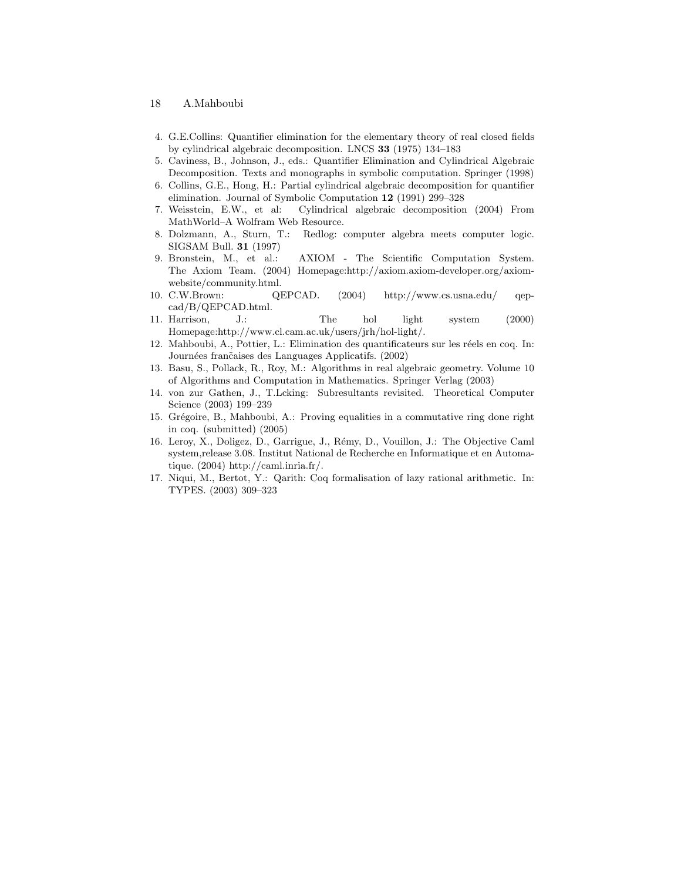4. G.E.Collins: Quantifier elimination for the elementary theory of real closed fields by cylindrical algebraic decomposition. LNCS **33** (1975) 134–183
5. Caviness, B., Johnson, J., eds.: Quantifier Elimination and Cylindrical Algebraic Decomposition. Texts and monographs in symbolic computation. Springer (1998)
6. Collins, G.E., Hong, H.: Partial cylindrical algebraic decomposition for quantifier elimination. Journal of Symbolic Computation **12** (1991) 299–328
7. Weisstein, E.W., et al: Cylindrical algebraic decomposition (2004) From MathWorld–A Wolfram Web Resource.
8. Dolzmann, A., Sturn, T.: Redlog: computer algebra meets computer logic. SIGSAM Bull. **31** (1997)
9. Bronstein, M., et al.: AXIOM - The Scientific Computation System. The Axiom Team. (2004) Homepage:http://axiom.axiom-developer.org/axiom-website/community.html.
10. C.W.Brown: QEPCAD. (2004) http://www.cs.usna.edu/ qepcad/B/QEPCAD.html.
11. Harrison, J.: The hol light system (2000) Homepage:http://www.cl.cam.ac.uk/users/jrh/hol-light/.
12. Mahboubi, A., Pottier, L.: Elimination des quantificateurs sur les réels en coq. In: Journées frañcaises des Languages Applicatifs. (2002)
13. Basu, S., Pollack, R., Roy, M.: Algorithms in real algebraic geometry. Volume 10 of Algorithms and Computation in Mathematics. Springer Verlag (2003)
14. von zur Gathen, J., T.Lcking: Subresultants revisited. Theoretical Computer Science (2003) 199–239
15. Grégoire, B., Mahboubi, A.: Proving equalities in a commutative ring done right in coq. (submitted) (2005)
16. Leroy, X., Doligez, D., Garrigue, J., Rémy, D., Vouillon, J.: The Objective Caml system,release 3.08. Institut National de Recherche en Informatique et en Automatique. (2004) http://caml.inria.fr/.
17. Niqui, M., Bertot, Y.: Qarith: Coq formalisation of lazy rational arithmetic. In: TYPES. (2003) 309–323